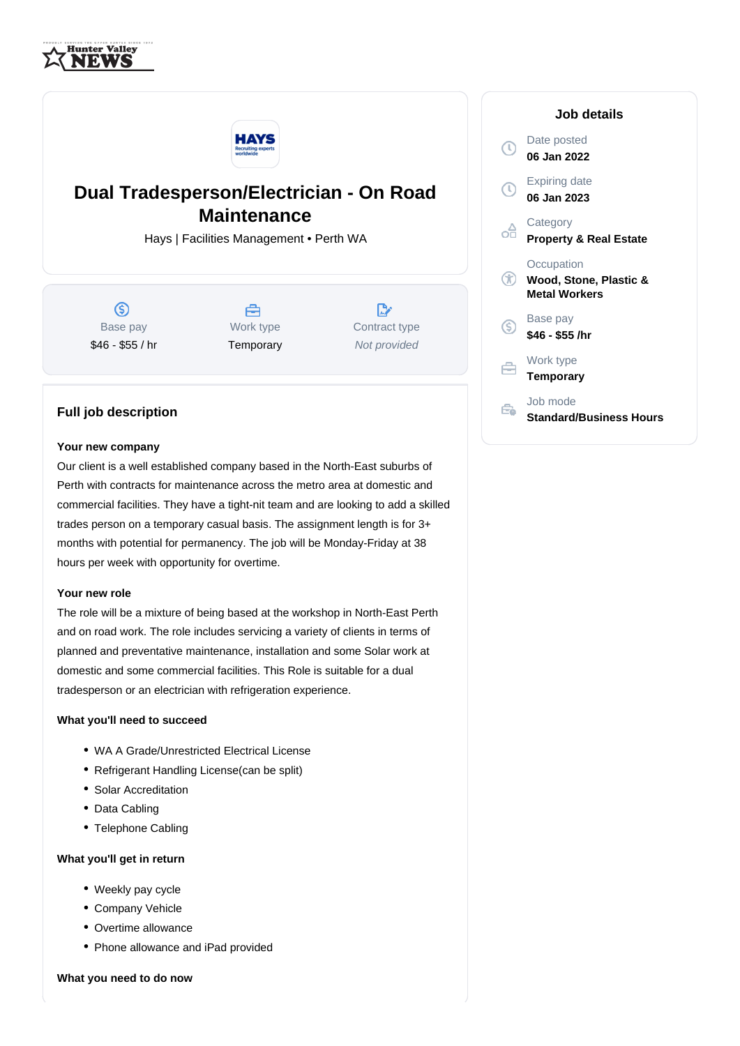# Dual Tradesperson/Electrician - On Road Maintenance

Hays | Facilities Management • Perth WA

| Base pay | Work type | Contract type |
|---|---|---|
| $46 - $55 / hr | Temporary | *Not provided* |

## Job details

Date posted
**06 Jan 2022**

Expiring date
**06 Jan 2023**

Category
**Property & Real Estate**

Occupation
**Wood, Stone, Plastic & Metal Workers**

Base pay
**$46 - $55 /hr**

Work type
**Temporary**

Job mode
**Standard/Business Hours**

## Full job description

**Your new company**

Our client is a well established company based in the North-East suburbs of Perth with contracts for maintenance across the metro area at domestic and commercial facilities. They have a tight-nit team and are looking to add a skilled trades person on a temporary casual basis. The assignment length is for 3+ months with potential for permanency. The job will be Monday-Friday at 38 hours per week with opportunity for overtime.

**Your new role**

The role will be a mixture of being based at the workshop in North-East Perth and on road work. The role includes servicing a variety of clients in terms of planned and preventative maintenance, installation and some Solar work at domestic and some commercial facilities. This Role is suitable for a dual tradesperson or an electrician with refrigeration experience.

**What you'll need to succeed**

- WA A Grade/Unrestricted Electrical License
- Refrigerant Handling License(can be split)
- Solar Accreditation
- Data Cabling
- Telephone Cabling

**What you'll get in return**

- Weekly pay cycle
- Company Vehicle
- Overtime allowance
- Phone allowance and iPad provided

**What you need to do now**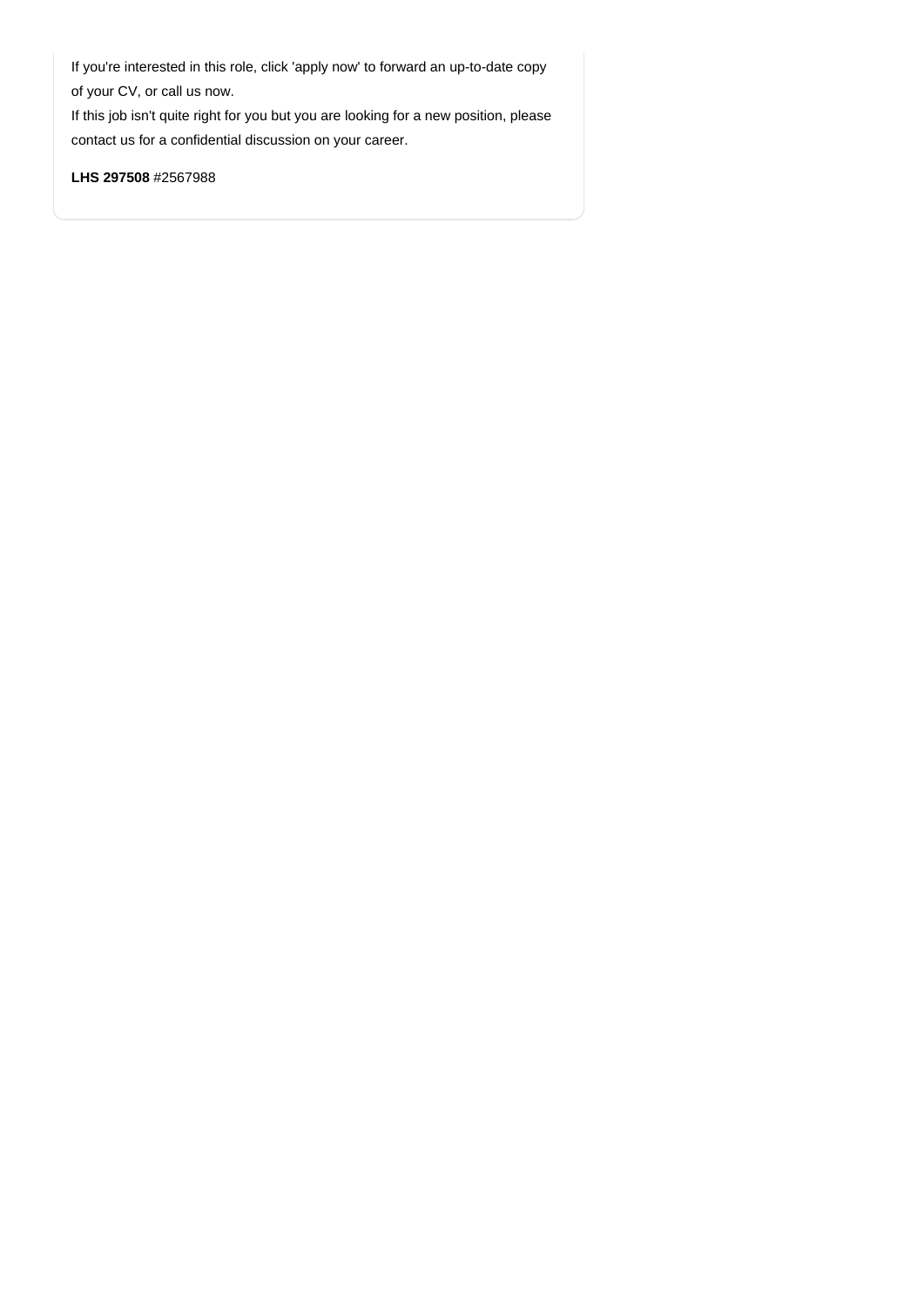If you're interested in this role, click 'apply now' to forward an up-to-date copy of your CV, or call us now.

If this job isn't quite right for you but you are looking for a new position, please contact us for a confidential discussion on your career.

**LHS 297508** #2567988